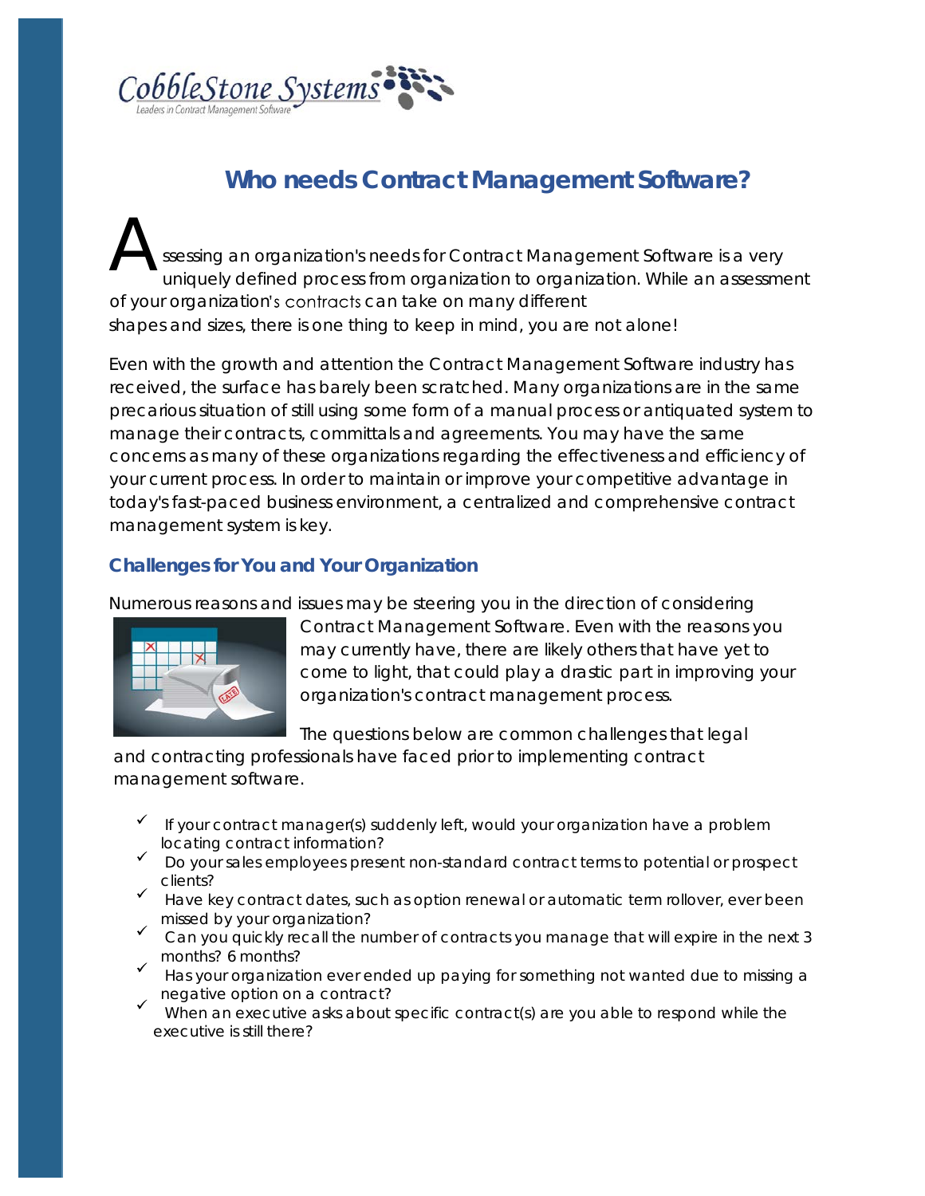CobbleStone Systems
Leaders in Contract Management Software

# Who needs Contract Management Software?

Assessing an organization's needs for Contract Management Software is a very uniquely defined process from organization to organization. While an assessment of your organization's contracts can take on many different shapes and sizes, there is one thing to keep in mind, you are not alone!

Even with the growth and attention the Contract Management Software industry has received, the surface has barely been scratched. Many organizations are in the same precarious situation of still using some form of a manual process or antiquated system to manage their contracts, committals and agreements. You may have the same concerns as many of these organizations regarding the effectiveness and efficiency of your current process. In order to maintain or improve your competitive advantage in today's fast-paced business environment, a centralized and comprehensive contract management system is key.

## Challenges for You and Your Organization

Numerous reasons and issues may be steering you in the direction of considering Contract Management Software. Even with the reasons you may currently have, there are likely others that have yet to come to light, that could play a drastic part in improving your organization's contract management process.

The questions below are common challenges that legal and contracting professionals have faced prior to implementing contract management software.

- ✓ If your contract manager(s) suddenly left, would your organization have a problem locating contract information?
- ✓ Do your sales employees present non-standard contract terms to potential or prospect clients?
- ✓ Have key contract dates, such as option renewal or automatic term rollover, ever been missed by your organization?
- ✓ Can you quickly recall the number of contracts you manage that will expire in the next 3 months? 6 months?
- ✓ Has your organization ever ended up paying for something not wanted due to missing a negative option on a contract?
- ✓ When an executive asks about specific contract(s) are you able to respond while the executive is still there?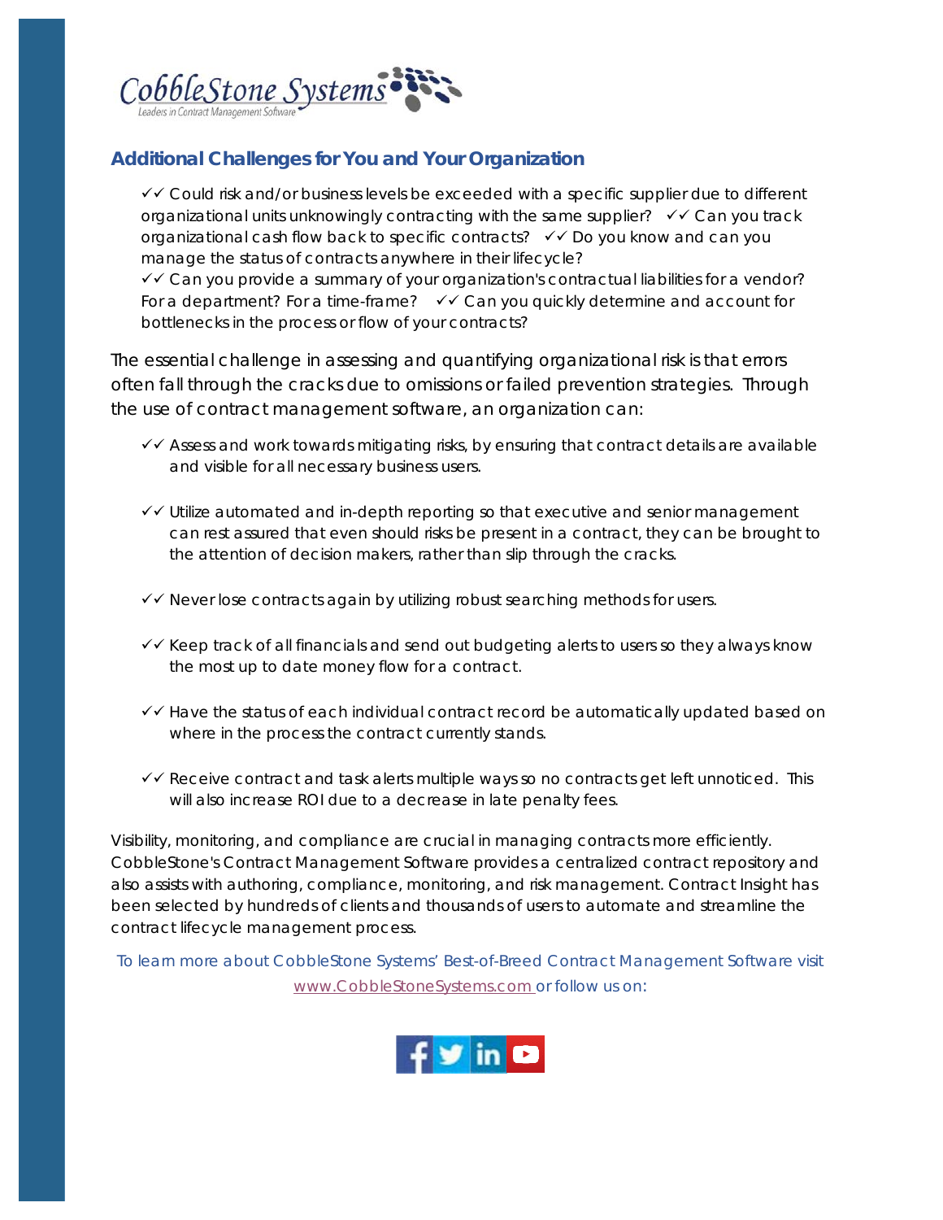## Additional Challenges for You and Your Organization

✓✓ Could risk and/or business levels be exceeded with a specific supplier due to different organizational units unknowingly contracting with the same supplier? ✓✓ Can you track organizational cash flow back to specific contracts? ✓✓ Do you know and can you manage the status of contracts anywhere in their lifecycle?
✓✓ Can you provide a summary of your organization's contractual liabilities for a vendor? For a department? For a time-frame? ✓✓ Can you quickly determine and account for bottlenecks in the process or flow of your contracts?

The essential challenge in assessing and quantifying organizational risk is that errors often fall through the cracks due to omissions or failed prevention strategies. Through the use of contract management software, an organization can:

- ✓✓ Assess and work towards mitigating risks, by ensuring that contract details are available and visible for all necessary business users.
- ✓✓ Utilize automated and in-depth reporting so that executive and senior management can rest assured that even should risks be present in a contract, they can be brought to the attention of decision makers, rather than slip through the cracks.
- ✓✓ Never lose contracts again by utilizing robust searching methods for users.
- ✓✓ Keep track of all financials and send out budgeting alerts to users so they always know the most up to date money flow for a contract.
- ✓✓ Have the status of each individual contract record be automatically updated based on where in the process the contract currently stands.
- ✓✓ Receive contract and task alerts multiple ways so no contracts get left unnoticed. This will also increase ROI due to a decrease in late penalty fees.

Visibility, monitoring, and compliance are crucial in managing contracts more efficiently. CobbleStone's Contract Management Software provides a centralized contract repository and also assists with authoring, compliance, monitoring, and risk management. Contract Insight has been selected by hundreds of clients and thousands of users to automate and streamline the contract lifecycle management process.

To learn more about CobbleStone Systems' Best-of-Breed Contract Management Software visit www.CobbleStoneSystems.com or follow us on: